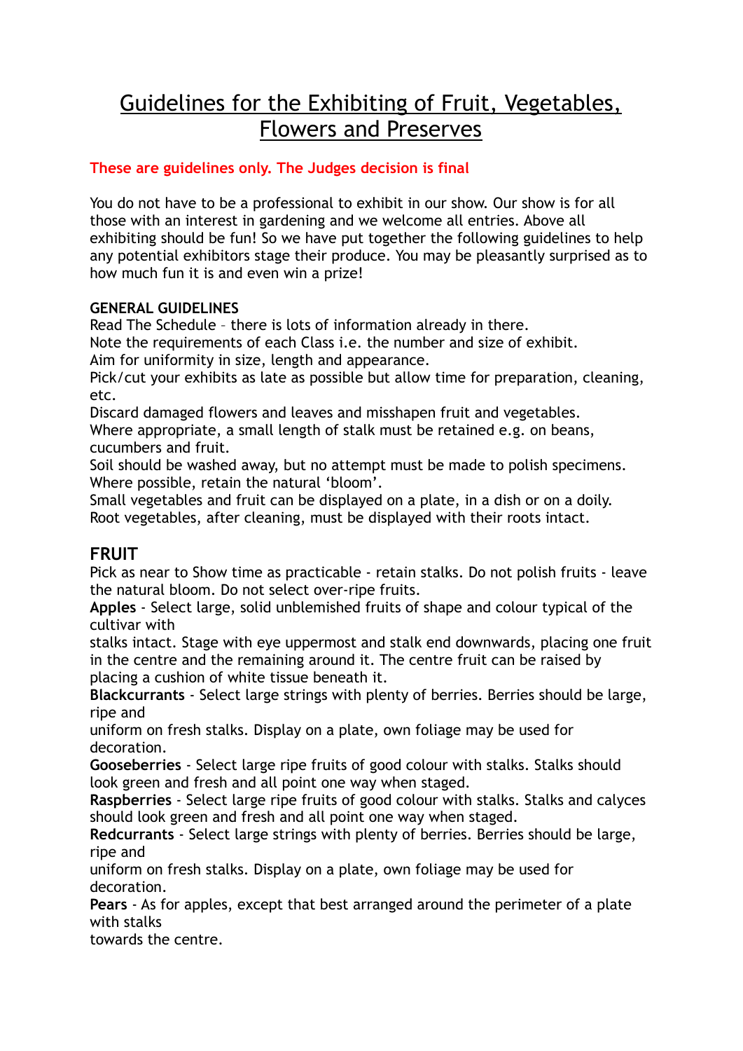# Guidelines for the Exhibiting of Fruit, Vegetables, Flowers and Preserves

**These are guidelines only. The Judges decision is final**

You do not have to be a professional to exhibit in our show. Our show is for all those with an interest in gardening and we welcome all entries. Above all exhibiting should be fun! So we have put together the following guidelines to help any potential exhibitors stage their produce. You may be pleasantly surprised as to how much fun it is and even win a prize!

**GENERAL GUIDELINES**

Read The Schedule – there is lots of information already in there.
Note the requirements of each Class i.e. the number and size of exhibit.
Aim for uniformity in size, length and appearance.
Pick/cut your exhibits as late as possible but allow time for preparation, cleaning, etc.
Discard damaged flowers and leaves and misshapen fruit and vegetables.
Where appropriate, a small length of stalk must be retained e.g. on beans, cucumbers and fruit.
Soil should be washed away, but no attempt must be made to polish specimens. Where possible, retain the natural 'bloom'.
Small vegetables and fruit can be displayed on a plate, in a dish or on a doily.
Root vegetables, after cleaning, must be displayed with their roots intact.

## FRUIT

Pick as near to Show time as practicable - retain stalks. Do not polish fruits - leave the natural bloom. Do not select over-ripe fruits.

**Apples** - Select large, solid unblemished fruits of shape and colour typical of the cultivar with stalks intact. Stage with eye uppermost and stalk end downwards, placing one fruit in the centre and the remaining around it. The centre fruit can be raised by placing a cushion of white tissue beneath it.

**Blackcurrants** - Select large strings with plenty of berries. Berries should be large, ripe and uniform on fresh stalks. Display on a plate, own foliage may be used for decoration.

**Gooseberries** - Select large ripe fruits of good colour with stalks. Stalks should look green and fresh and all point one way when staged.

**Raspberries** - Select large ripe fruits of good colour with stalks. Stalks and calyces should look green and fresh and all point one way when staged.

**Redcurrants** - Select large strings with plenty of berries. Berries should be large, ripe and uniform on fresh stalks. Display on a plate, own foliage may be used for decoration.

**Pears** - As for apples, except that best arranged around the perimeter of a plate with stalks towards the centre.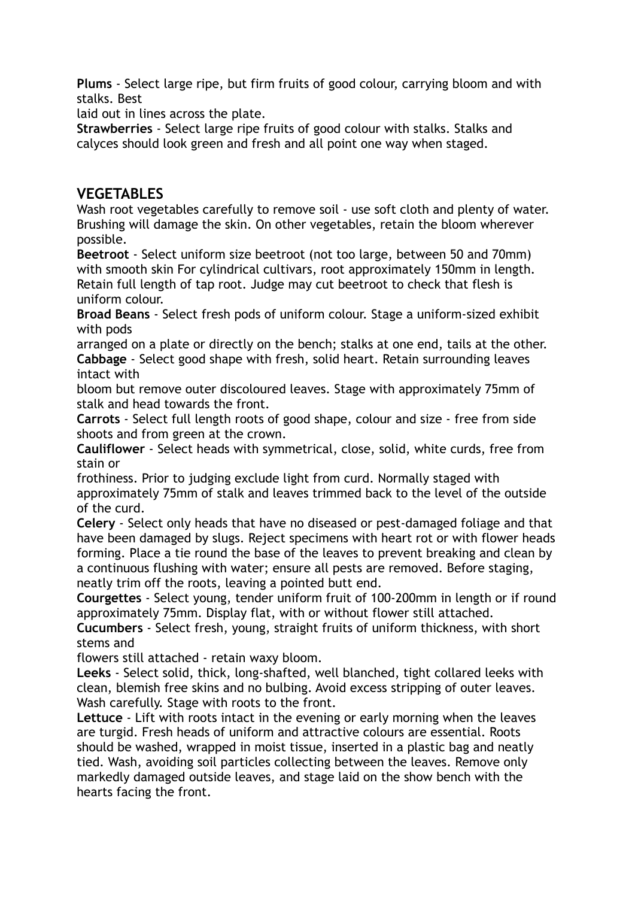**Plums** - Select large ripe, but firm fruits of good colour, carrying bloom and with stalks. Best laid out in lines across the plate.

**Strawberries** - Select large ripe fruits of good colour with stalks. Stalks and calyces should look green and fresh and all point one way when staged.

## VEGETABLES

Wash root vegetables carefully to remove soil - use soft cloth and plenty of water. Brushing will damage the skin. On other vegetables, retain the bloom wherever possible.

**Beetroot** - Select uniform size beetroot (not too large, between 50 and 70mm) with smooth skin For cylindrical cultivars, root approximately 150mm in length. Retain full length of tap root. Judge may cut beetroot to check that flesh is uniform colour.

**Broad Beans** - Select fresh pods of uniform colour. Stage a uniform-sized exhibit with pods arranged on a plate or directly on the bench; stalks at one end, tails at the other.

**Cabbage** - Select good shape with fresh, solid heart. Retain surrounding leaves intact with bloom but remove outer discoloured leaves. Stage with approximately 75mm of stalk and head towards the front.

**Carrots** - Select full length roots of good shape, colour and size - free from side shoots and from green at the crown.

**Cauliflower** - Select heads with symmetrical, close, solid, white curds, free from stain or frothiness. Prior to judging exclude light from curd. Normally staged with approximately 75mm of stalk and leaves trimmed back to the level of the outside of the curd.

**Celery** - Select only heads that have no diseased or pest-damaged foliage and that have been damaged by slugs. Reject specimens with heart rot or with flower heads forming. Place a tie round the base of the leaves to prevent breaking and clean by a continuous flushing with water; ensure all pests are removed. Before staging, neatly trim off the roots, leaving a pointed butt end.

**Courgettes** - Select young, tender uniform fruit of 100-200mm in length or if round approximately 75mm. Display flat, with or without flower still attached.

**Cucumbers** - Select fresh, young, straight fruits of uniform thickness, with short stems and flowers still attached - retain waxy bloom.

**Leeks** - Select solid, thick, long-shafted, well blanched, tight collared leeks with clean, blemish free skins and no bulbing. Avoid excess stripping of outer leaves. Wash carefully. Stage with roots to the front.

**Lettuce** - Lift with roots intact in the evening or early morning when the leaves are turgid. Fresh heads of uniform and attractive colours are essential. Roots should be washed, wrapped in moist tissue, inserted in a plastic bag and neatly tied. Wash, avoiding soil particles collecting between the leaves. Remove only markedly damaged outside leaves, and stage laid on the show bench with the hearts facing the front.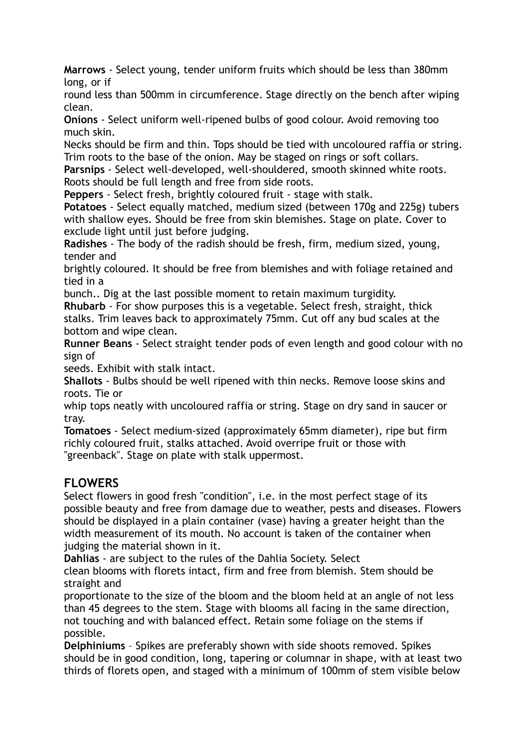**Marrows** - Select young, tender uniform fruits which should be less than 380mm long, or if round less than 500mm in circumference. Stage directly on the bench after wiping clean.

**Onions** - Select uniform well-ripened bulbs of good colour. Avoid removing too much skin. Necks should be firm and thin. Tops should be tied with uncoloured raffia or string. Trim roots to the base of the onion. May be staged on rings or soft collars.

**Parsnips** - Select well-developed, well-shouldered, smooth skinned white roots. Roots should be full length and free from side roots.

**Peppers** - Select fresh, brightly coloured fruit - stage with stalk.

**Potatoes** - Select equally matched, medium sized (between 170g and 225g) tubers with shallow eyes. Should be free from skin blemishes. Stage on plate. Cover to exclude light until just before judging.

**Radishes** - The body of the radish should be fresh, firm, medium sized, young, tender and brightly coloured. It should be free from blemishes and with foliage retained and tied in a bunch.. Dig at the last possible moment to retain maximum turgidity.

**Rhubarb** - For show purposes this is a vegetable. Select fresh, straight, thick stalks. Trim leaves back to approximately 75mm. Cut off any bud scales at the bottom and wipe clean.

**Runner Beans** - Select straight tender pods of even length and good colour with no sign of seeds. Exhibit with stalk intact.

**Shallots** - Bulbs should be well ripened with thin necks. Remove loose skins and roots. Tie or whip tops neatly with uncoloured raffia or string. Stage on dry sand in saucer or tray.

**Tomatoes** - Select medium-sized (approximately 65mm diameter), ripe but firm richly coloured fruit, stalks attached. Avoid overripe fruit or those with "greenback". Stage on plate with stalk uppermost.

## FLOWERS

Select flowers in good fresh "condition", i.e. in the most perfect stage of its possible beauty and free from damage due to weather, pests and diseases. Flowers should be displayed in a plain container (vase) having a greater height than the width measurement of its mouth. No account is taken of the container when judging the material shown in it.

**Dahlias** - are subject to the rules of the Dahlia Society. Select clean blooms with florets intact, firm and free from blemish. Stem should be straight and proportionate to the size of the bloom and the bloom held at an angle of not less than 45 degrees to the stem. Stage with blooms all facing in the same direction, not touching and with balanced effect. Retain some foliage on the stems if possible.

**Delphiniums** – Spikes are preferably shown with side shoots removed. Spikes should be in good condition, long, tapering or columnar in shape, with at least two thirds of florets open, and staged with a minimum of 100mm of stem visible below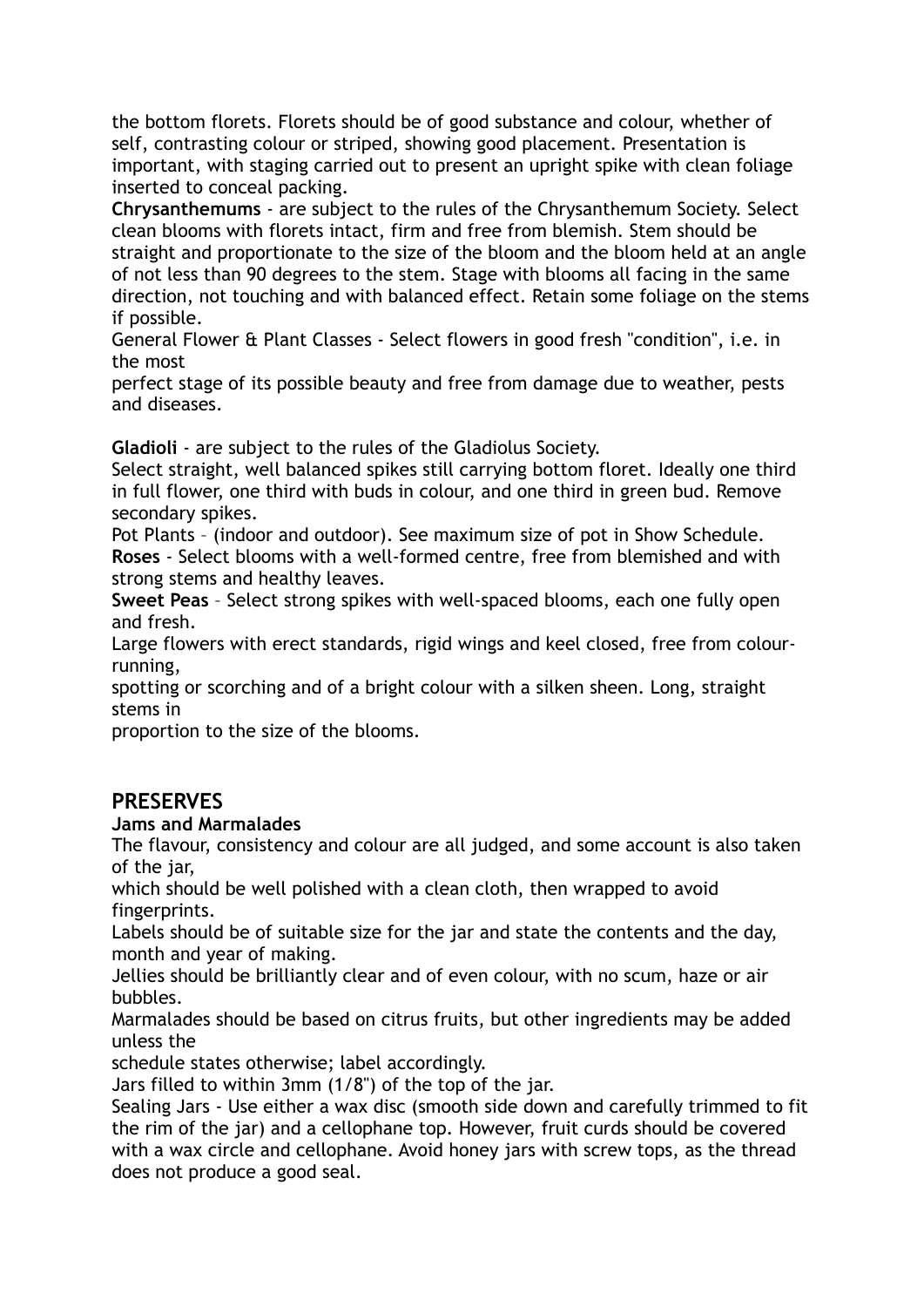the bottom florets. Florets should be of good substance and colour, whether of self, contrasting colour or striped, showing good placement. Presentation is important, with staging carried out to present an upright spike with clean foliage inserted to conceal packing.

**Chrysanthemums** - are subject to the rules of the Chrysanthemum Society. Select clean blooms with florets intact, firm and free from blemish. Stem should be straight and proportionate to the size of the bloom and the bloom held at an angle of not less than 90 degrees to the stem. Stage with blooms all facing in the same direction, not touching and with balanced effect. Retain some foliage on the stems if possible.

General Flower & Plant Classes - Select flowers in good fresh "condition", i.e. in the most
perfect stage of its possible beauty and free from damage due to weather, pests and diseases.

**Gladioli** - are subject to the rules of the Gladiolus Society.
Select straight, well balanced spikes still carrying bottom floret. Ideally one third in full flower, one third with buds in colour, and one third in green bud. Remove secondary spikes.

Pot Plants – (indoor and outdoor). See maximum size of pot in Show Schedule.

**Roses** - Select blooms with a well-formed centre, free from blemished and with strong stems and healthy leaves.

**Sweet Peas** – Select strong spikes with well-spaced blooms, each one fully open and fresh.
Large flowers with erect standards, rigid wings and keel closed, free from colour-running,
spotting or scorching and of a bright colour with a silken sheen. Long, straight stems in
proportion to the size of the blooms.

## PRESERVES

**Jams and Marmalades**

The flavour, consistency and colour are all judged, and some account is also taken of the jar,
which should be well polished with a clean cloth, then wrapped to avoid fingerprints.

Labels should be of suitable size for the jar and state the contents and the day, month and year of making.

Jellies should be brilliantly clear and of even colour, with no scum, haze or air bubbles.

Marmalades should be based on citrus fruits, but other ingredients may be added unless the
schedule states otherwise; label accordingly.

Jars filled to within 3mm (1/8") of the top of the jar.

Sealing Jars - Use either a wax disc (smooth side down and carefully trimmed to fit the rim of the jar) and a cellophane top. However, fruit curds should be covered with a wax circle and cellophane. Avoid honey jars with screw tops, as the thread does not produce a good seal.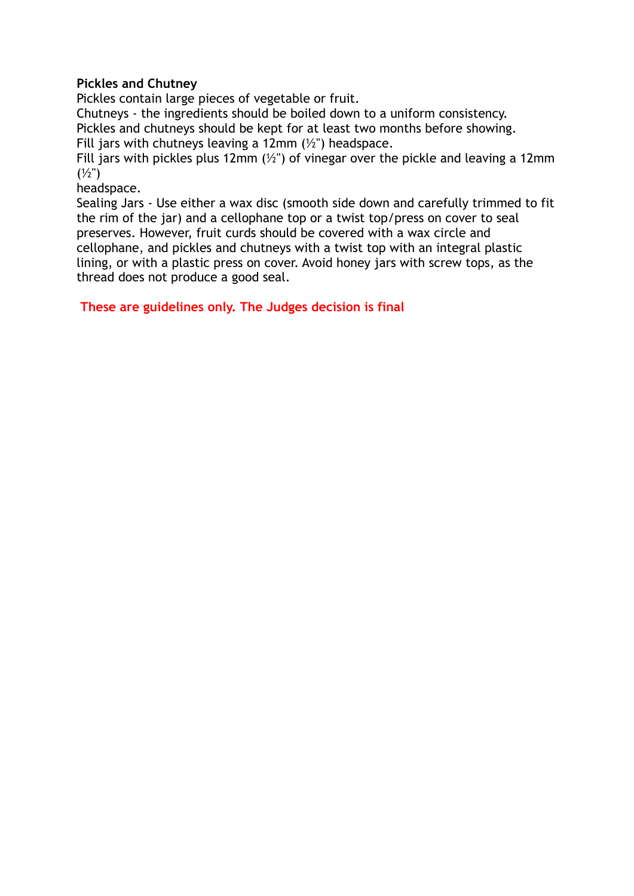**Pickles and Chutney**

Pickles contain large pieces of vegetable or fruit.
Chutneys - the ingredients should be boiled down to a uniform consistency.
Pickles and chutneys should be kept for at least two months before showing.
Fill jars with chutneys leaving a 12mm (½") headspace.
Fill jars with pickles plus 12mm (½") of vinegar over the pickle and leaving a 12mm (½") headspace.
Sealing Jars - Use either a wax disc (smooth side down and carefully trimmed to fit the rim of the jar) and a cellophane top or a twist top/press on cover to seal preserves. However, fruit curds should be covered with a wax circle and cellophane, and pickles and chutneys with a twist top with an integral plastic lining, or with a plastic press on cover. Avoid honey jars with screw tops, as the thread does not produce a good seal.

**These are guidelines only. The Judges decision is final**